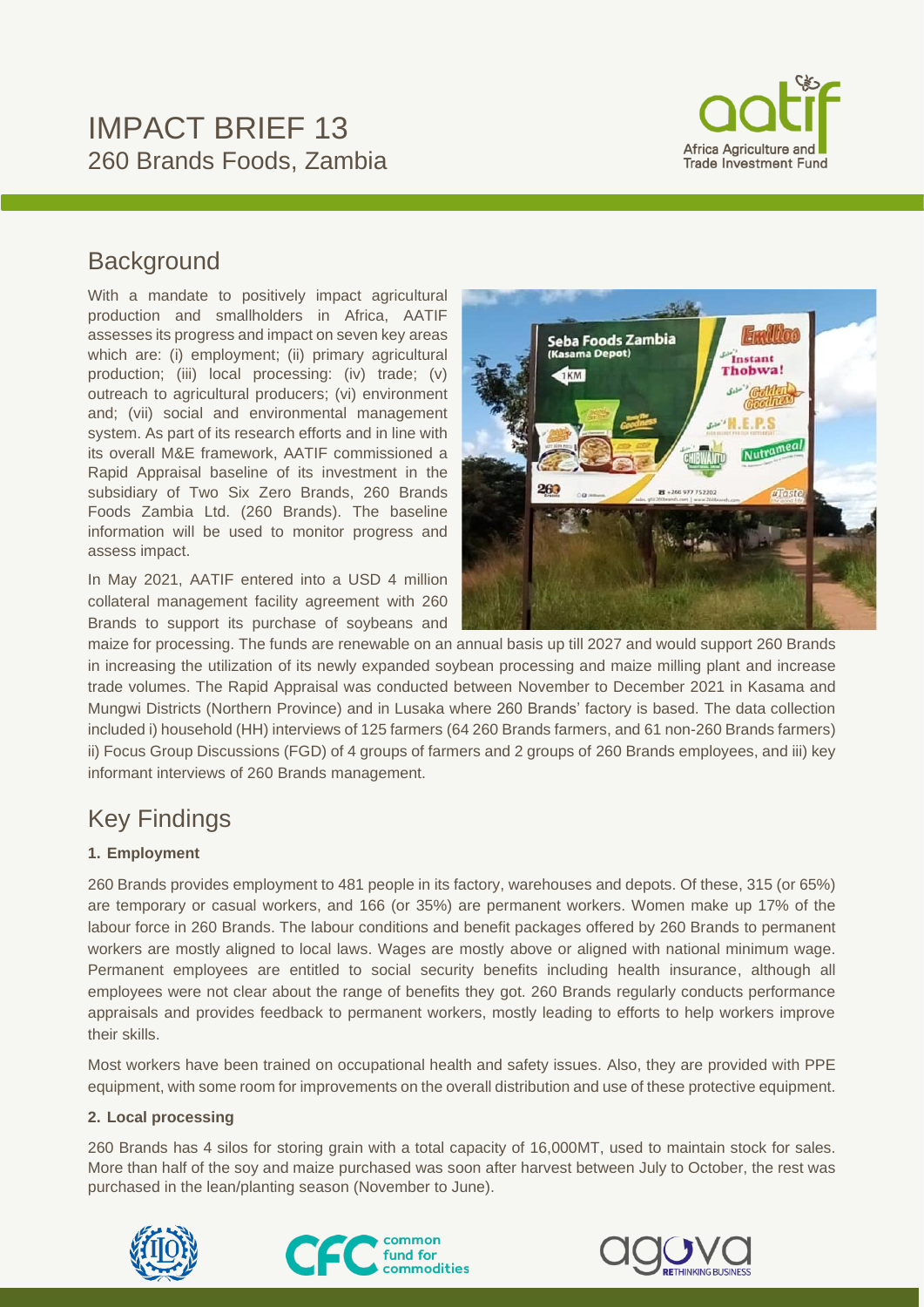# IMPACT BRIEF 13

## 260 Brands Foods, Zambia

## Background

With a mandate to positively impact agricultural production and smallholders in Africa, AATIF assesses its progress and impact on seven key areas which are: (i) employment; (ii) primary agricultural production; (iii) local processing: (iv) trade; (v) outreach to agricultural producers; (vi) environment and; (vii) social and environmental management system. As part of its research efforts and in line with its overall M&E framework, AATIF commissioned a Rapid Appraisal baseline of its investment in the subsidiary of Two Six Zero Brands, 260 Brands Foods Zambia Ltd. (260 Brands). The baseline information will be used to monitor progress and assess impact.

In May 2021, AATIF entered into a USD 4 million collateral management facility agreement with 260 Brands to support its purchase of soybeans and maize for processing. The funds are renewable on an annual basis up till 2027 and would support 260 Brands in increasing the utilization of its newly expanded soybean processing and maize milling plant and increase trade volumes. The Rapid Appraisal was conducted between November to December 2021 in Kasama and Mungwi Districts (Northern Province) and in Lusaka where 260 Brands' factory is based. The data collection included i) household (HH) interviews of 125 farmers (64 260 Brands farmers, and 61 non-260 Brands farmers) ii) Focus Group Discussions (FGD) of 4 groups of farmers and 2 groups of 260 Brands employees, and iii) key informant interviews of 260 Brands management.

## Key Findings

### 1. Employment

260 Brands provides employment to 481 people in its factory, warehouses and depots. Of these, 315 (or 65%) are temporary or casual workers, and 166 (or 35%) are permanent workers. Women make up 17% of the labour force in 260 Brands. The labour conditions and benefit packages offered by 260 Brands to permanent workers are mostly aligned to local laws. Wages are mostly above or aligned with national minimum wage. Permanent employees are entitled to social security benefits including health insurance, although all employees were not clear about the range of benefits they got. 260 Brands regularly conducts performance appraisals and provides feedback to permanent workers, mostly leading to efforts to help workers improve their skills.

Most workers have been trained on occupational health and safety issues. Also, they are provided with PPE equipment, with some room for improvements on the overall distribution and use of these protective equipment.

### 2. Local processing

260 Brands has 4 silos for storing grain with a total capacity of 16,000MT, used to maintain stock for sales. More than half of the soy and maize purchased was soon after harvest between July to October, the rest was purchased in the lean/planting season (November to June).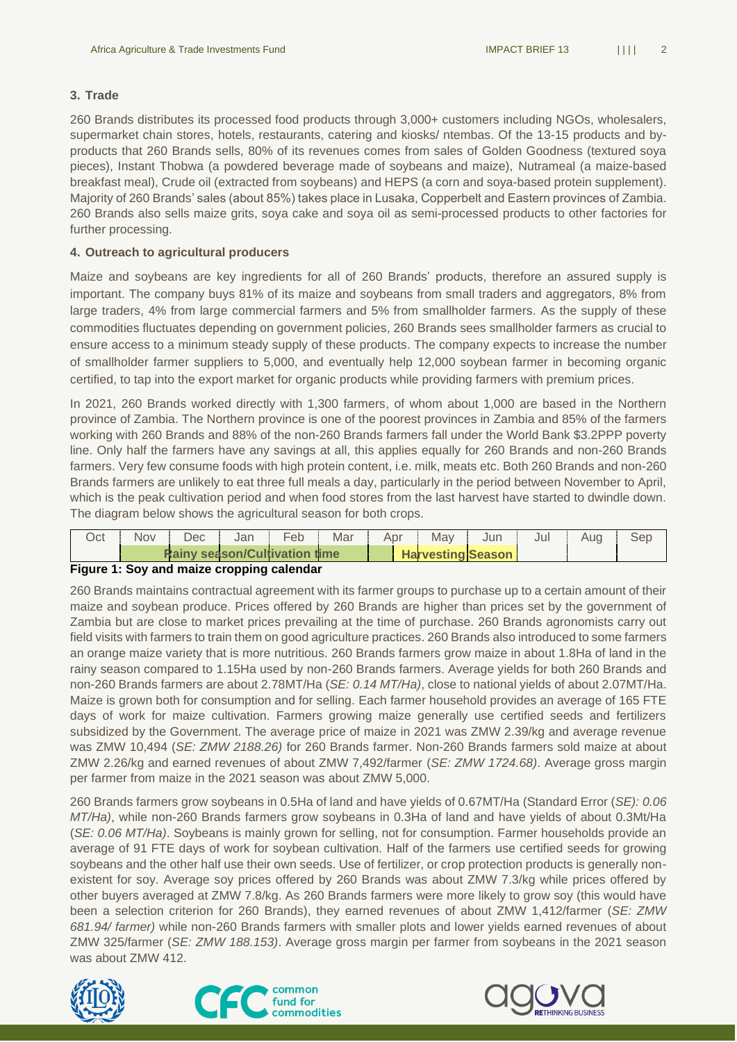## 3. Trade

260 Brands distributes its processed food products through 3,000+ customers including NGOs, wholesalers, supermarket chain stores, hotels, restaurants, catering and kiosks/ ntembas. Of the 13-15 products and by-products that 260 Brands sells, 80% of its revenues comes from sales of Golden Goodness (textured soya pieces), Instant Thobwa (a powdered beverage made of soybeans and maize), Nutrameal (a maize-based breakfast meal), Crude oil (extracted from soybeans) and HEPS (a corn and soya-based protein supplement). Majority of 260 Brands' sales (about 85%) takes place in Lusaka, Copperbelt and Eastern provinces of Zambia. 260 Brands also sells maize grits, soya cake and soya oil as semi-processed products to other factories for further processing.

## 4. Outreach to agricultural producers

Maize and soybeans are key ingredients for all of 260 Brands' products, therefore an assured supply is important. The company buys 81% of its maize and soybeans from small traders and aggregators, 8% from large traders, 4% from large commercial farmers and 5% from smallholder farmers. As the supply of these commodities fluctuates depending on government policies, 260 Brands sees smallholder farmers as crucial to ensure access to a minimum steady supply of these products. The company expects to increase the number of smallholder farmer suppliers to 5,000, and eventually help 12,000 soybean farmer in becoming organic certified, to tap into the export market for organic products while providing farmers with premium prices.

In 2021, 260 Brands worked directly with 1,300 farmers, of whom about 1,000 are based in the Northern province of Zambia. The Northern province is one of the poorest provinces in Zambia and 85% of the farmers working with 260 Brands and 88% of the non-260 Brands farmers fall under the World Bank $3.2PPP poverty line. Only half the farmers have any savings at all, this applies equally for 260 Brands and non-260 Brands farmers. Very few consume foods with high protein content, i.e. milk, meats etc. Both 260 Brands and non-260 Brands farmers are unlikely to eat three full meals a day, particularly in the period between November to April, which is the peak cultivation period and when food stores from the last harvest have started to dwindle down. The diagram below shows the agricultural season for both crops.

| Oct | Nov | Dec | Jan | Feb | Mar | Apr | May | Jun | Jul | Aug | Sep |
|---|---|---|---|---|---|---|---|---|---|---|---|
| | Rainy season/Cultivation time | | | | | | Harvesting Season | | | | |

**Figure 1: Soy and maize cropping calendar**

260 Brands maintains contractual agreement with its farmer groups to purchase up to a certain amount of their maize and soybean produce. Prices offered by 260 Brands are higher than prices set by the government of Zambia but are close to market prices prevailing at the time of purchase. 260 Brands agronomists carry out field visits with farmers to train them on good agriculture practices. 260 Brands also introduced to some farmers an orange maize variety that is more nutritious. 260 Brands farmers grow maize in about 1.8Ha of land in the rainy season compared to 1.15Ha used by non-260 Brands farmers. Average yields for both 260 Brands and non-260 Brands farmers are about 2.78MT/Ha (*SE: 0.14 MT/Ha)*, close to national yields of about 2.07MT/Ha. Maize is grown both for consumption and for selling. Each farmer household provides an average of 165 FTE days of work for maize cultivation. Farmers growing maize generally use certified seeds and fertilizers subsidized by the Government. The average price of maize in 2021 was ZMW 2.39/kg and average revenue was ZMW 10,494 (*SE: ZMW 2188.26)* for 260 Brands farmer. Non-260 Brands farmers sold maize at about ZMW 2.26/kg and earned revenues of about ZMW 7,492/farmer (*SE: ZMW 1724.68)*. Average gross margin per farmer from maize in the 2021 season was about ZMW 5,000.

260 Brands farmers grow soybeans in 0.5Ha of land and have yields of 0.67MT/Ha (Standard Error (*SE): 0.06 MT/Ha)*, while non-260 Brands farmers grow soybeans in 0.3Ha of land and have yields of about 0.3Mt/Ha (*SE: 0.06 MT/Ha)*. Soybeans is mainly grown for selling, not for consumption. Farmer households provide an average of 91 FTE days of work for soybean cultivation. Half of the farmers use certified seeds for growing soybeans and the other half use their own seeds. Use of fertilizer, or crop protection products is generally non-existent for soy. Average soy prices offered by 260 Brands was about ZMW 7.3/kg while prices offered by other buyers averaged at ZMW 7.8/kg. As 260 Brands farmers were more likely to grow soy (this would have been a selection criterion for 260 Brands), they earned revenues of about ZMW 1,412/farmer (*SE: ZMW 681.94/ farmer)* while non-260 Brands farmers with smaller plots and lower yields earned revenues of about ZMW 325/farmer (*SE: ZMW 188.153)*. Average gross margin per farmer from soybeans in the 2021 season was about ZMW 412.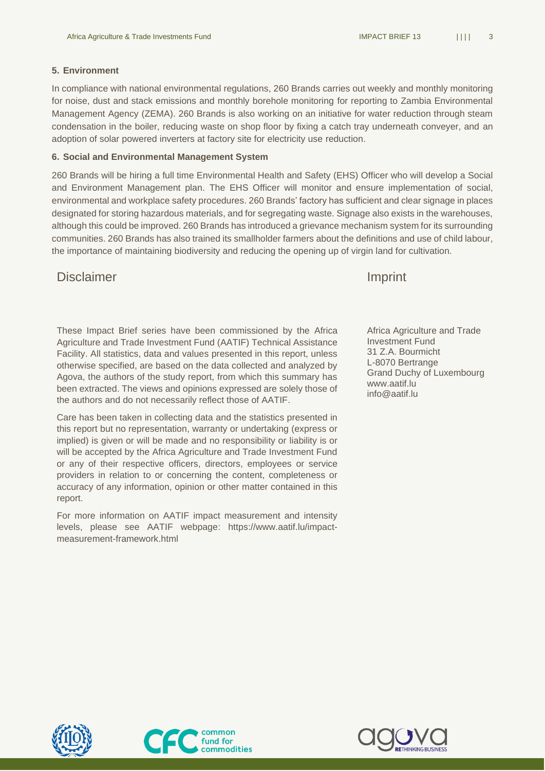**5. Environment**

In compliance with national environmental regulations, 260 Brands carries out weekly and monthly monitoring for noise, dust and stack emissions and monthly borehole monitoring for reporting to Zambia Environmental Management Agency (ZEMA). 260 Brands is also working on an initiative for water reduction through steam condensation in the boiler, reducing waste on shop floor by fixing a catch tray underneath conveyer, and an adoption of solar powered inverters at factory site for electricity use reduction.

**6. Social and Environmental Management System**

260 Brands will be hiring a full time Environmental Health and Safety (EHS) Officer who will develop a Social and Environment Management plan. The EHS Officer will monitor and ensure implementation of social, environmental and workplace safety procedures. 260 Brands' factory has sufficient and clear signage in places designated for storing hazardous materials, and for segregating waste. Signage also exists in the warehouses, although this could be improved. 260 Brands has introduced a grievance mechanism system for its surrounding communities. 260 Brands has also trained its smallholder farmers about the definitions and use of child labour, the importance of maintaining biodiversity and reducing the opening up of virgin land for cultivation.

## Disclaimer

These Impact Brief series have been commissioned by the Africa Agriculture and Trade Investment Fund (AATIF) Technical Assistance Facility. All statistics, data and values presented in this report, unless otherwise specified, are based on the data collected and analyzed by Agova, the authors of the study report, from which this summary has been extracted. The views and opinions expressed are solely those of the authors and do not necessarily reflect those of AATIF.

Care has been taken in collecting data and the statistics presented in this report but no representation, warranty or undertaking (express or implied) is given or will be made and no responsibility or liability is or will be accepted by the Africa Agriculture and Trade Investment Fund or any of their respective officers, directors, employees or service providers in relation to or concerning the content, completeness or accuracy of any information, opinion or other matter contained in this report.

For more information on AATIF impact measurement and intensity levels, please see AATIF webpage: https://www.aatif.lu/impact-measurement-framework.html

## Imprint

Africa Agriculture and Trade Investment Fund
31 Z.A. Bourmicht
L-8070 Bertrange
Grand Duchy of Luxembourg
www.aatif.lu
info@aatif.lu